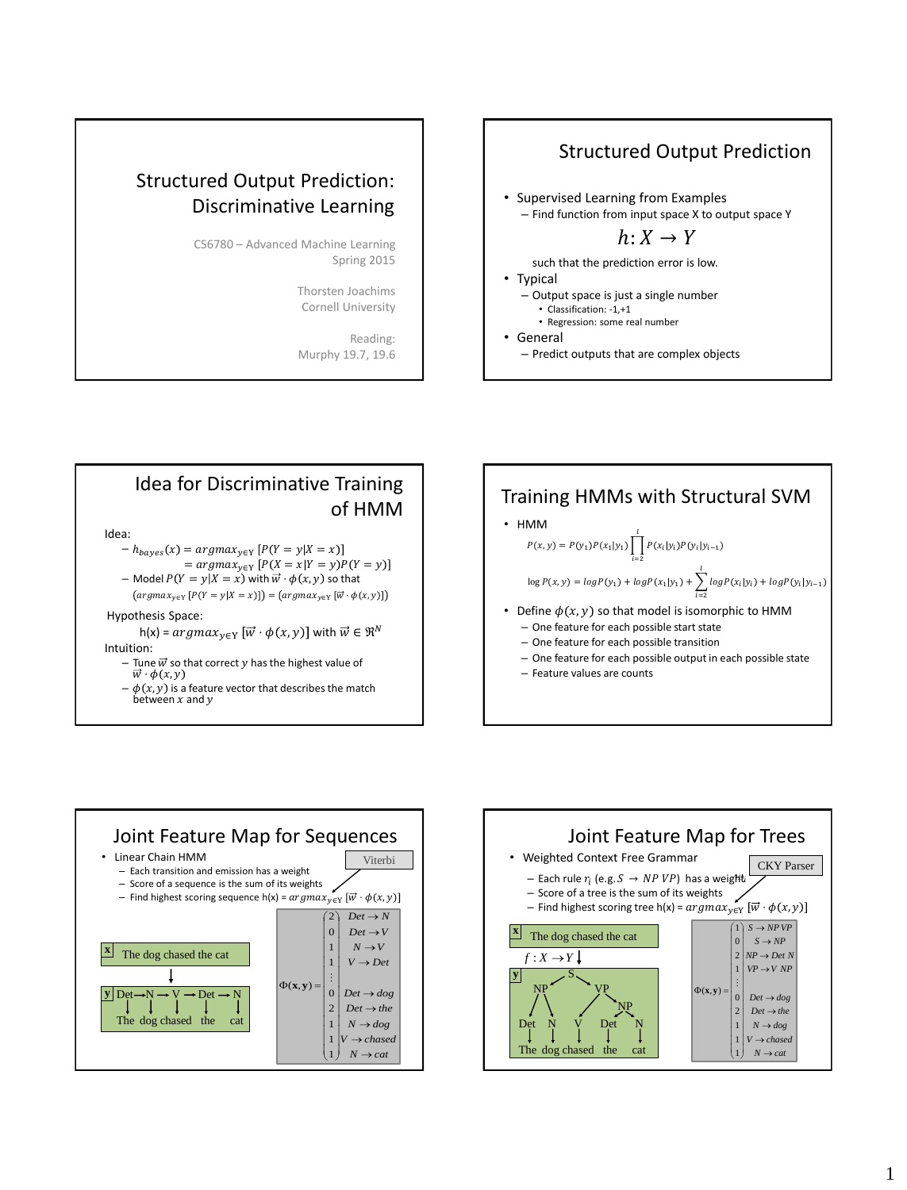# Structured Output Prediction: Discriminative Learning

CS6780 – Advanced Machine Learning
Spring 2015

Thorsten Joachims
Cornell University

Reading:
Murphy 19.7, 19.6

## Structured Output Prediction

- Supervised Learning from Examples
  - Find function from input space X to output space Y

$$h: X \to Y$$

  such that the prediction error is low.
- Typical
  - Output space is just a single number
    - Classification: -1,+1
    - Regression: some real number
- General
  - Predict outputs that are complex objects

## Idea for Discriminative Training of HMM

Idea:

- $h_{bayes}(x) = argmax_{y \in Y} \, [P(Y = y|X = x)]$
  $= argmax_{y \in Y} \, [P(X = x|Y = y)P(Y = y)]$
- Model $P(Y = y|X = x)$ with $\vec{w} \cdot \phi(x, y)$ so that
  $(argmax_{y \in Y} \, [P(Y = y|X = x)]) = (argmax_{y \in Y} \, [\vec{w} \cdot \phi(x, y)])$

Hypothesis Space:

h(x) = $argmax_{y \in Y} \, [\vec{w} \cdot \phi(x, y)]$ with $\vec{w} \in \Re^N$

Intuition:

- Tune $\vec{w}$ so that correct $y$ has the highest value of $\vec{w} \cdot \phi(x, y)$
- $\phi(x, y)$ is a feature vector that describes the match between $x$ and $y$

## Training HMMs with Structural SVM

- HMM

$$P(x, y) = P(y_1)P(x_1|y_1)\prod_{i=2}^{l} P(x_i|y_i)P(y_i|y_{i-1})$$

$$\log P(x, y) = log P(y_1) + log P(x_1|y_1) + \sum_{i=2}^{l} log P(x_i|y_i) + log P(y_i|y_{i-1})$$

- Define $\phi(x, y)$ so that model is isomorphic to HMM
  - One feature for each possible start state
  - One feature for each possible transition
  - One feature for each possible output in each possible state
  - Feature values are counts

## Joint Feature Map for Sequences

- Linear Chain HMM
  - Each transition and emission has a weight
  - Score of a sequence is the sum of its weights
  - Find highest scoring sequence h(x) = $argmax_{y \in Y} \, [\vec{w} \cdot \phi(x, y)]$

Viterbi

**x**: The dog chased the cat

**y**: Det → N → V → Det → N (The dog chased the cat)

$$\Phi(\mathbf{x}, \mathbf{y}) = \begin{pmatrix} 2 \\ 0 \\ 1 \\ 1 \\ \vdots \\ 0 \\ 2 \\ 1 \\ 1 \\ 1 \end{pmatrix} \begin{matrix} Det \to N \\ Det \to V \\ N \to V \\ V \to Det \\ \vdots \\ Det \to dog \\ Det \to the \\ N \to dog \\ V \to chased \\ N \to cat \end{matrix}$$

## Joint Feature Map for Trees

- Weighted Context Free Grammar
  - Each rule $r_i$ (e.g. $S \to NP \; VP$) has a weight
  - Score of a tree is the sum of its weights
  - Find highest scoring tree h(x) = $argmax_{y \in Y} \, [\vec{w} \cdot \phi(x, y)]$

CKY Parser

**x**: The dog chased the cat

$f : X \to Y$

**y**: (S (NP (Det The) (N dog)) (VP (V chased) (NP (Det the) (N cat))))

$$\Phi(\mathbf{x}, \mathbf{y}) = \begin{pmatrix} 1 \\ 0 \\ 2 \\ 1 \\ \vdots \\ 0 \\ 2 \\ 1 \\ 1 \\ 1 \end{pmatrix} \begin{matrix} S \to NP\,VP \\ S \to NP \\ NP \to Det\;N \\ VP \to V\;NP \\ \vdots \\ Det \to dog \\ Det \to the \\ N \to dog \\ V \to chased \\ N \to cat \end{matrix}$$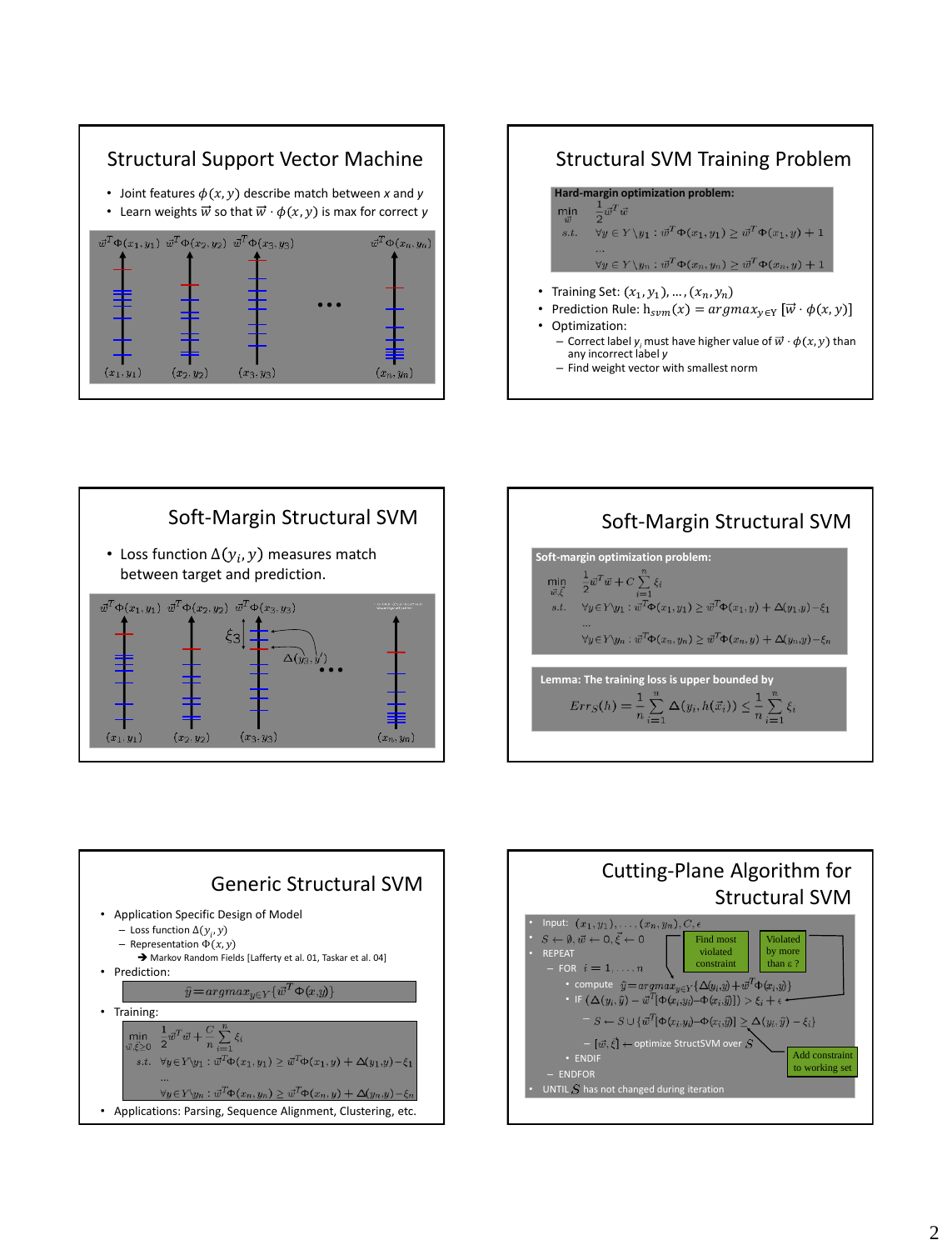## Structural Support Vector Machine

- Joint features $\phi(x, y)$ describe match between $x$ and $y$
- Learn weights $\vec{w}$ so that $\vec{w} \cdot \phi(x, y)$ is max for correct $y$

$\vec{w}^T\Phi(x_1, y_1)$ $\vec{w}^T\Phi(x_2, y_2)$ $\vec{w}^T\Phi(x_3, y_3)$ … $\vec{w}^T\Phi(x_n, y_n)$

$(x_1, y_1)$ $(x_2, y_2)$ $(x_3, y_3)$ $(x_n, y_n)$

## Structural SVM Training Problem

**Hard-margin optimization problem:**

$$\min_{\vec{w}} \quad \frac{1}{2}\vec{w}^T\vec{w}$$

$$s.t. \quad \forall y \in Y \setminus y_1 : \vec{w}^T\Phi(x_1, y_1) \geq \vec{w}^T\Phi(x_1, y) + 1$$

$$\ldots$$

$$\forall y \in Y \setminus y_n : \vec{w}^T\Phi(x_n, y_n) \geq \vec{w}^T\Phi(x_n, y) + 1$$

- Training Set: $(x_1, y_1), \ldots, (x_n, y_n)$
- Prediction Rule: $h_{svm}(x) = argmax_{y \in Y} [\vec{w} \cdot \phi(x, y)]$
- Optimization:
  - Correct label $y_i$ must have higher value of $\vec{w} \cdot \phi(x, y)$ than any incorrect label $y$
  - Find weight vector with smallest norm

## Soft-Margin Structural SVM

- Loss function $\Delta(y_i, y)$ measures match between target and prediction.

$\vec{w}^T\Phi(x_1, y_1)$ $\vec{w}^T\Phi(x_2, y_2)$ $\vec{w}^T\Phi(x_3, y_3)$ $\xi_3$ $\Delta(y_3, y')$ … 

$(x_1, y_1)$ $(x_2, y_2)$ $(x_3, y_3)$ $(x_n, y_n)$

## Soft-Margin Structural SVM

**Soft-margin optimization problem:**

$$\min_{\vec{w}, \vec{\xi}} \quad \frac{1}{2}\vec{w}^T\vec{w} + C\sum_{i=1}^{n}\xi_i$$

$$s.t. \quad \forall y \in Y \setminus y_1 : \vec{w}^T\Phi(x_1, y_1) \geq \vec{w}^T\Phi(x_1, y) + \Delta(y_1, y) - \xi_1$$

$$\ldots$$

$$\forall y \in Y \setminus y_n : \vec{w}^T\Phi(x_n, y_n) \geq \vec{w}^T\Phi(x_n, y) + \Delta(y_n, y) - \xi_n$$

**Lemma: The training loss is upper bounded by**

$$Err_S(h) = \frac{1}{n}\sum_{i=1}^{n}\Delta(y_i, h(\vec{x}_i)) \leq \frac{1}{n}\sum_{i=1}^{n}\xi_i$$

## Generic Structural SVM

- Application Specific Design of Model
  - Loss function $\Delta(y_i, y)$
  - Representation $\Phi(x, y)$
    - → Markov Random Fields [Lafferty et al. 01, Taskar et al. 04]
- Prediction:

$$\hat{y} = argmax_{y \in Y}\{\vec{w}^T\Phi(x, y)\}$$

- Training:

$$\min_{\vec{w}, \vec{\xi} \geq 0} \quad \frac{1}{2}\vec{w}^T\vec{w} + \frac{C}{n}\sum_{i=1}^{n}\xi_i$$

$$s.t. \quad \forall y \in Y \setminus y_1 : \vec{w}^T\Phi(x_1, y_1) \geq \vec{w}^T\Phi(x_1, y) + \Delta(y_1, y) - \xi_1$$

$$\ldots$$

$$\forall y \in Y \setminus y_n : \vec{w}^T\Phi(x_n, y_n) \geq \vec{w}^T\Phi(x_n, y) + \Delta(y_n, y) - \xi_n$$

- Applications: Parsing, Sequence Alignment, Clustering, etc.

## Cutting-Plane Algorithm for Structural SVM

- Input: $(x_1, y_1), \ldots, (x_n, y_n), C, \epsilon$
- $S \leftarrow \emptyset, \vec{w} \leftarrow 0, \vec{\xi} \leftarrow 0$
- REPEAT
  - FOR $i = 1, \ldots, n$
    - compute $\hat{y} = argmax_{y \in Y}\{\Delta(y_i, y) + \vec{w}^T\Phi(x_i, y)\}$
    - IF $(\Delta(y_i, \hat{y}) - \vec{w}^T[\Phi(x_i, y_i) - \Phi(x_i, \hat{y})]) > \xi_i + \epsilon$
      - $S \leftarrow S \cup \{\vec{w}^T[\Phi(x_i, y_i) - \Phi(x_i, \hat{y})] \geq \Delta(y_i, \hat{y}) - \xi_i\}$
      - $[\vec{w}, \vec{\xi}] \leftarrow$ optimize StructSVM over $S$
    - ENDIF
  - ENDFOR
- UNTIL $S$ has not changed during iteration

Find most violated constraint

Violated by more than $\epsilon$ ?

Add constraint to working set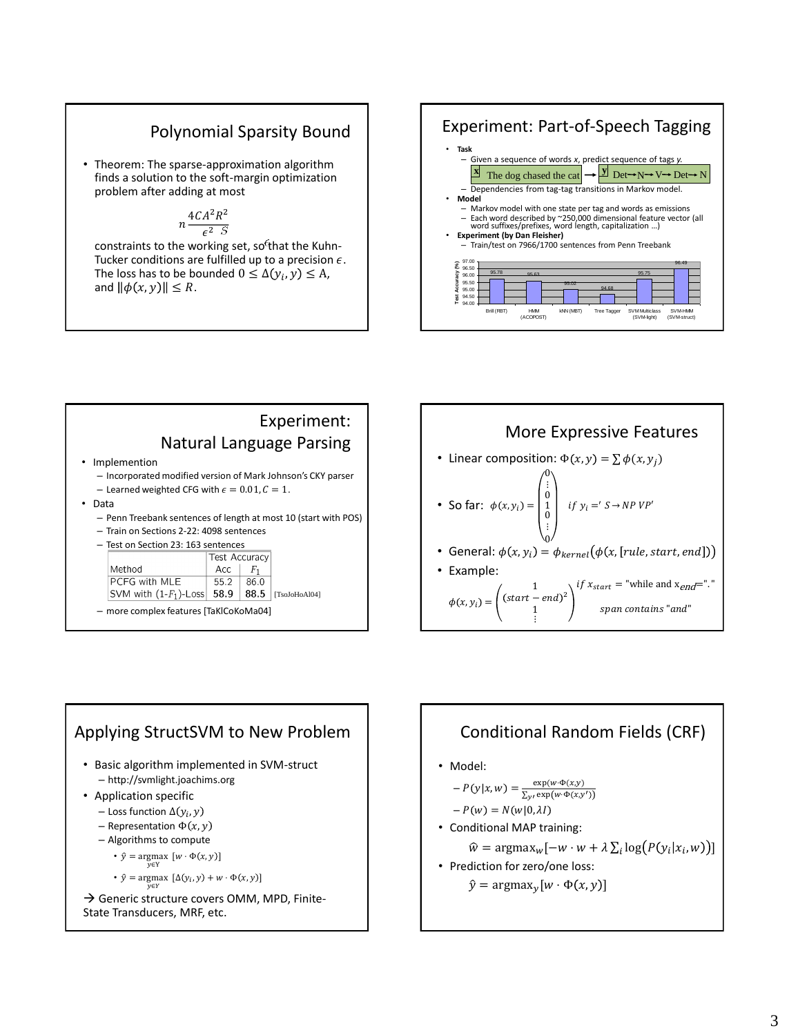## Polynomial Sparsity Bound

- Theorem: The sparse-approximation algorithm finds a solution to the soft-margin optimization problem after adding at most

$$n\frac{4CA^2R^2}{\epsilon^2}$$

constraints to the working set, so that the Kuhn-Tucker conditions are fulfilled up to a precision $\epsilon$. The loss has to be bounded $0 \leq \Delta(y_i, y) \leq A$, and $\|\phi(x,y)\| \leq R$.

## Experiment: Part-of-Speech Tagging

- **Task**
  - Given a sequence of words *x*, predict sequence of tags *y*.

    **x** The dog chased the cat → **y** Det→N→V→Det→N
  - Dependencies from tag-tag transitions in Markov model.
- **Model**
  - Markov model with one state per tag and words as emissions
  - Each word described by ~250,000 dimensional feature vector (all word suffixes/prefixes, word length, capitalization …)
- **Experiment (by Dan Fleisher)**
  - Train/test on 7966/1700 sentences from Penn Treebank

| Method | Test Accuracy (%) |
|---|---|
| Brill (RBT) | 95.78 |
| HMM (ACOPOST) | 95.63 |
| kNN (MBT) | 95.02 |
| Tree Tagger | 94.68 |
| SVM Multiclass (SVM-light) | 95.75 |
| SVM-HMM (SVM-struct) | 96.49 |

## Experiment: Natural Language Parsing

- Implemention
  - Incorporated modified version of Mark Johnson's CKY parser
  - Learned weighted CFG with $\epsilon = 0.01, C = 1$.
- Data
  - Penn Treebank sentences of length at most 10 (start with POS)
  - Train on Sections 2-22: 4098 sentences
  - Test on Section 23: 163 sentences

| Method | Test Accuracy Acc | $F_1$ |
|---|---|---|
| PCFG with MLE | 55.2 | 86.0 |
| SVM with (1-$F_1$)-Loss | **58.9** | **88.5** |

[TsoJoHoAl04]

  - more complex features [TaKlCoKoMa04]

## More Expressive Features

- Linear composition: $\Phi(x,y) = \sum \phi(x, y_j)$
- So far: $\phi(x, y_i) = \begin{pmatrix} 0 \\ \vdots \\ 0 \\ 1 \\ 0 \\ \vdots \\ 0 \end{pmatrix} \quad if\ y_i =' S \rightarrow NP\ VP'$
- General: $\phi(x, y_i) = \phi_{kernel}(\phi(x, [rule, start, end]))$
- Example:

$$\phi(x, y_i) = \begin{pmatrix} 1 \\ (start - end)^2 \\ 1 \\ \vdots \end{pmatrix} \begin{matrix} if\ x_{start} = \text{"while and } x_{end} = \text{"."} \\ \\ span\ contains\ \text{"and"} \end{matrix}$$

## Applying StructSVM to New Problem

- Basic algorithm implemented in SVM-struct
  - http://svmlight.joachims.org
- Application specific
  - Loss function $\Delta(y_i, y)$
  - Representation $\Phi(x, y)$
  - Algorithms to compute
    - $\hat{y} = \underset{y \in Y}{\text{argmax}}\ [w \cdot \Phi(x,y)]$
    - $\hat{y} = \underset{y \in Y}{\text{argmax}}\ [\Delta(y_i, y) + w \cdot \Phi(x,y)]$

→ Generic structure covers OMM, MPD, Finite-State Transducers, MRF, etc.

## Conditional Random Fields (CRF)

- Model:
  - $P(y|x,w) = \frac{\exp(w \cdot \Phi(x,y))}{\sum_{y'} \exp(w \cdot \Phi(x,y'))}$
  - $P(w) = N(w|0, \lambda I)$
- Conditional MAP training:

$$\hat{w} = \text{argmax}_w[-w \cdot w + \lambda \sum_i \log(P(y_i|x_i, w))]$$

- Prediction for zero/one loss:

$$\hat{y} = \text{argmax}_y[w \cdot \Phi(x,y)]$$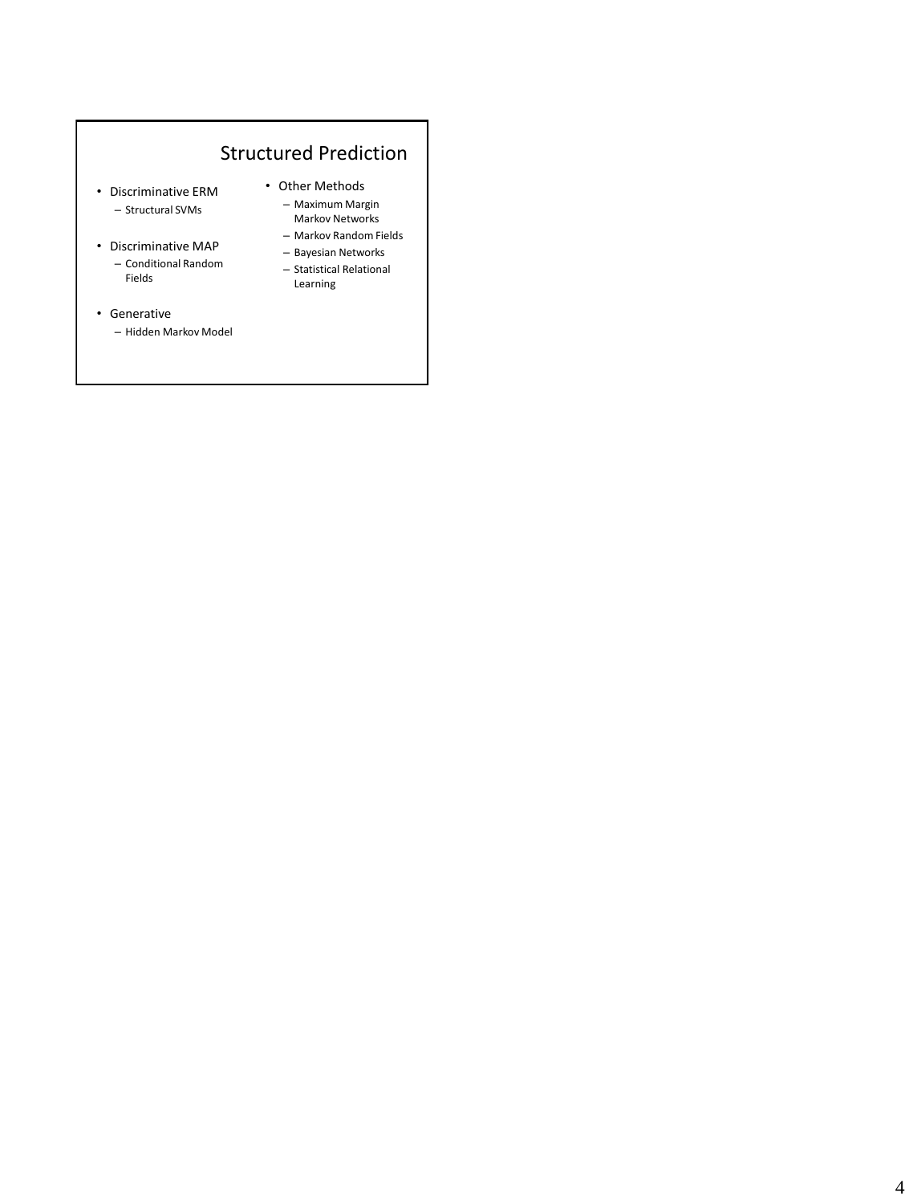# Structured Prediction

- Discriminative ERM
  - Structural SVMs
- Discriminative MAP
  - Conditional Random Fields
- Generative
  - Hidden Markov Model
- Other Methods
  - Maximum Margin Markov Networks
  - Markov Random Fields
  - Bayesian Networks
  - Statistical Relational Learning